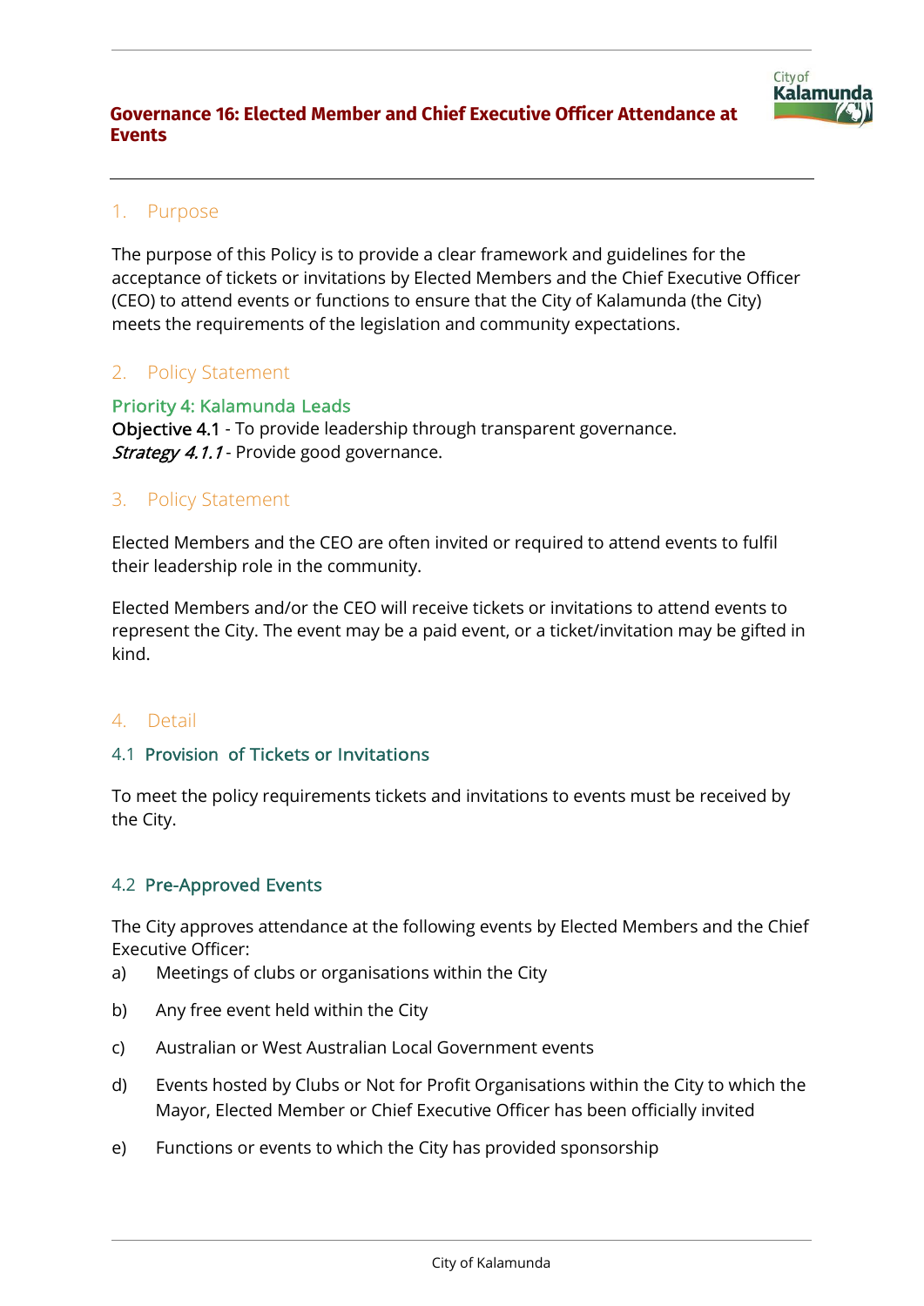# Governance 16: Elected Member and Chief Executive Officer Attendance at Events

## 1. Purpose

The purpose of this Policy is to provide a clear framework and guidelines for the acceptance of tickets or invitations by Elected Members and the Chief Executive Officer (CEO) to attend events or functions to ensure that the City of Kalamunda (the City) meets the requirements of the legislation and community expectations.

## 2. Policy Statement

**Priority 4: Kalamunda Leads**
**Objective 4.1** - To provide leadership through transparent governance.
*Strategy 4.1.1* - Provide good governance.

## 3. Policy Statement

Elected Members and the CEO are often invited or required to attend events to fulfil their leadership role in the community.

Elected Members and/or the CEO will receive tickets or invitations to attend events to represent the City. The event may be a paid event, or a ticket/invitation may be gifted in kind.

## 4. Detail

### 4.1 Provision of Tickets or Invitations

To meet the policy requirements tickets and invitations to events must be received by the City.

### 4.2 Pre-Approved Events

The City approves attendance at the following events by Elected Members and the Chief Executive Officer:

a) Meetings of clubs or organisations within the City

b) Any free event held within the City

c) Australian or West Australian Local Government events

d) Events hosted by Clubs or Not for Profit Organisations within the City to which the Mayor, Elected Member or Chief Executive Officer has been officially invited

e) Functions or events to which the City has provided sponsorship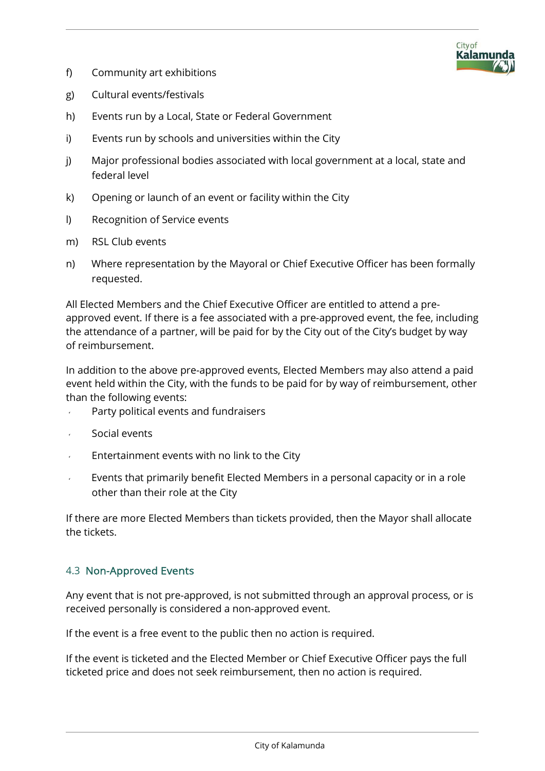f) Community art exhibitions

g) Cultural events/festivals

h) Events run by a Local, State or Federal Government

i) Events run by schools and universities within the City

j) Major professional bodies associated with local government at a local, state and federal level

k) Opening or launch of an event or facility within the City

l) Recognition of Service events

m) RSL Club events

n) Where representation by the Mayoral or Chief Executive Officer has been formally requested.

All Elected Members and the Chief Executive Officer are entitled to attend a pre-approved event. If there is a fee associated with a pre-approved event, the fee, including the attendance of a partner, will be paid for by the City out of the City's budget by way of reimbursement.

In addition to the above pre-approved events, Elected Members may also attend a paid event held within the City, with the funds to be paid for by way of reimbursement, other than the following events:

- Party political events and fundraisers
- Social events
- Entertainment events with no link to the City
- Events that primarily benefit Elected Members in a personal capacity or in a role other than their role at the City

If there are more Elected Members than tickets provided, then the Mayor shall allocate the tickets.

### 4.3 Non-Approved Events

Any event that is not pre-approved, is not submitted through an approval process, or is received personally is considered a non-approved event.

If the event is a free event to the public then no action is required.

If the event is ticketed and the Elected Member or Chief Executive Officer pays the full ticketed price and does not seek reimbursement, then no action is required.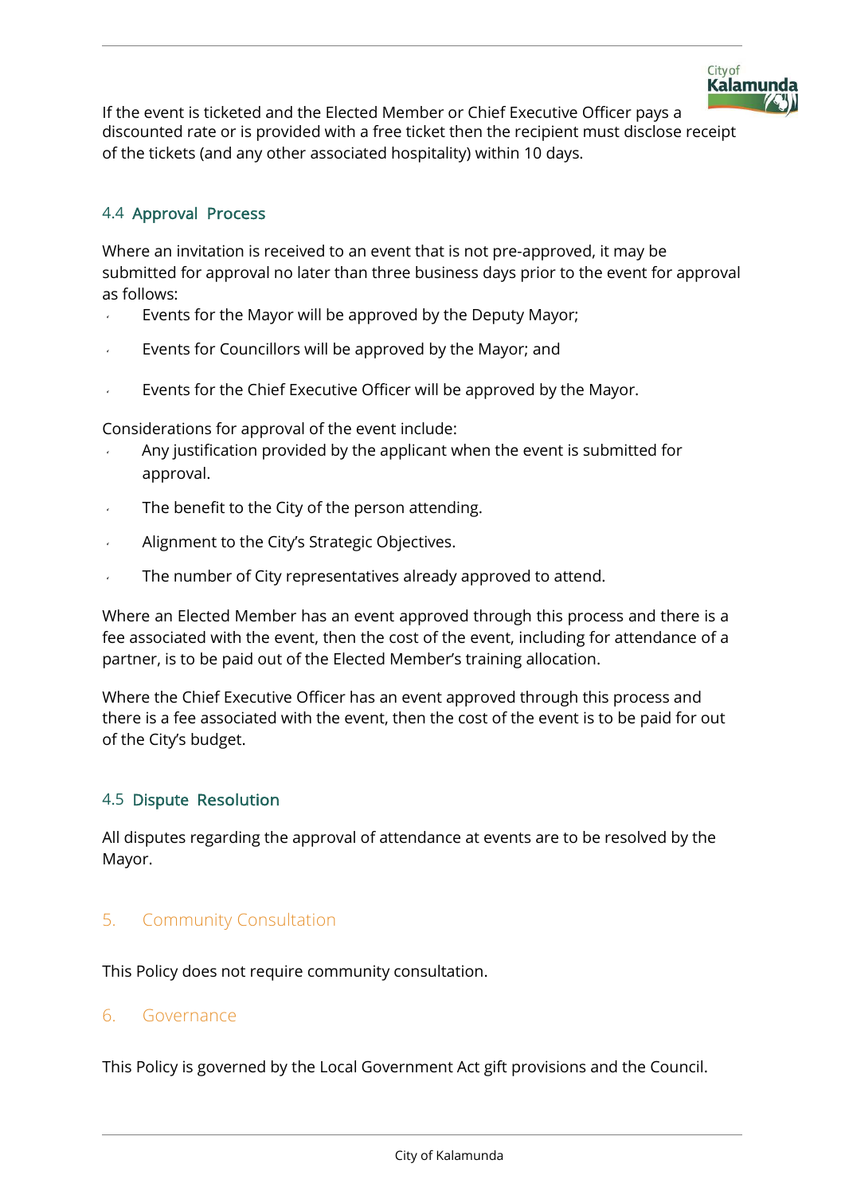If the event is ticketed and the Elected Member or Chief Executive Officer pays a discounted rate or is provided with a free ticket then the recipient must disclose receipt of the tickets (and any other associated hospitality) within 10 days.

### 4.4 Approval Process

Where an invitation is received to an event that is not pre-approved, it may be submitted for approval no later than three business days prior to the event for approval as follows:

- Events for the Mayor will be approved by the Deputy Mayor;
- Events for Councillors will be approved by the Mayor; and
- Events for the Chief Executive Officer will be approved by the Mayor.

Considerations for approval of the event include:

- Any justification provided by the applicant when the event is submitted for approval.
- The benefit to the City of the person attending.
- Alignment to the City's Strategic Objectives.
- The number of City representatives already approved to attend.

Where an Elected Member has an event approved through this process and there is a fee associated with the event, then the cost of the event, including for attendance of a partner, is to be paid out of the Elected Member's training allocation.

Where the Chief Executive Officer has an event approved through this process and there is a fee associated with the event, then the cost of the event is to be paid for out of the City's budget.

### 4.5 Dispute Resolution

All disputes regarding the approval of attendance at events are to be resolved by the Mayor.

## 5. Community Consultation

This Policy does not require community consultation.

## 6. Governance

This Policy is governed by the Local Government Act gift provisions and the Council.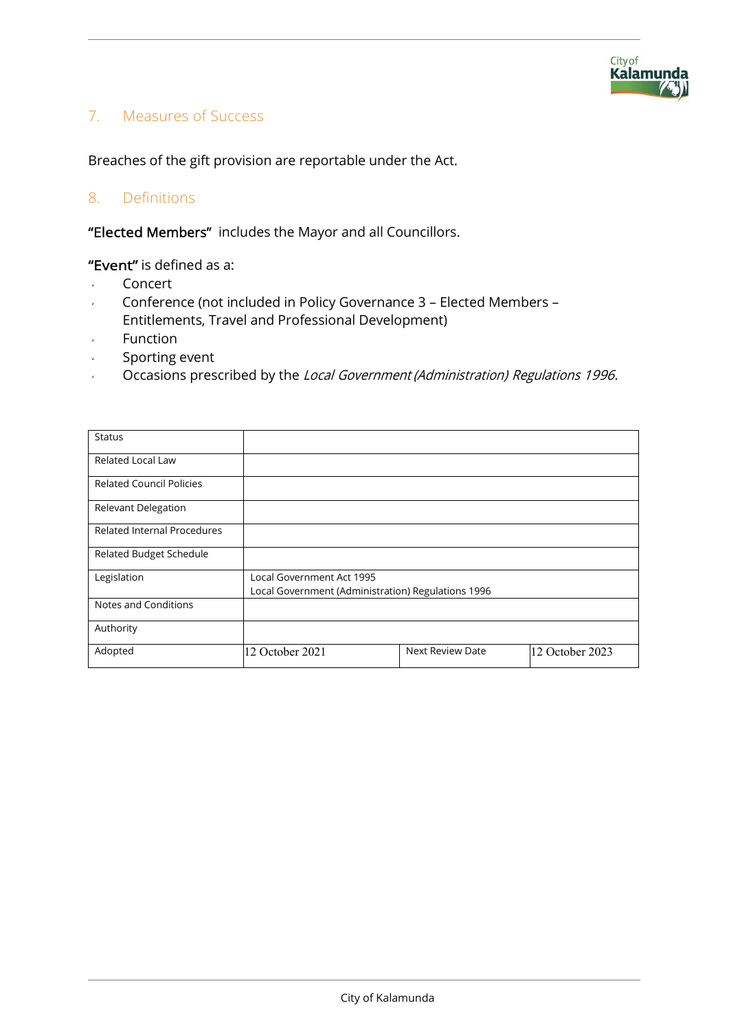## 7. Measures of Success

Breaches of the gift provision are reportable under the Act.

## 8. Definitions

**"Elected Members"** includes the Mayor and all Councillors.

**"Event"** is defined as a:

- Concert
- Conference (not included in Policy Governance 3 – Elected Members – Entitlements, Travel and Professional Development)
- Function
- Sporting event
- Occasions prescribed by the *Local Government (Administration) Regulations 1996.*

| | | | |
|---|---|---|---|
| Status | | | |
| Related Local Law | | | |
| Related Council Policies | | | |
| Relevant Delegation | | | |
| Related Internal Procedures | | | |
| Related Budget Schedule | | | |
| Legislation | Local Government Act 1995<br>Local Government (Administration) Regulations 1996 | | |
| Notes and Conditions | | | |
| Authority | | | |
| Adopted | 12 October 2021 | Next Review Date | 12 October 2023 |